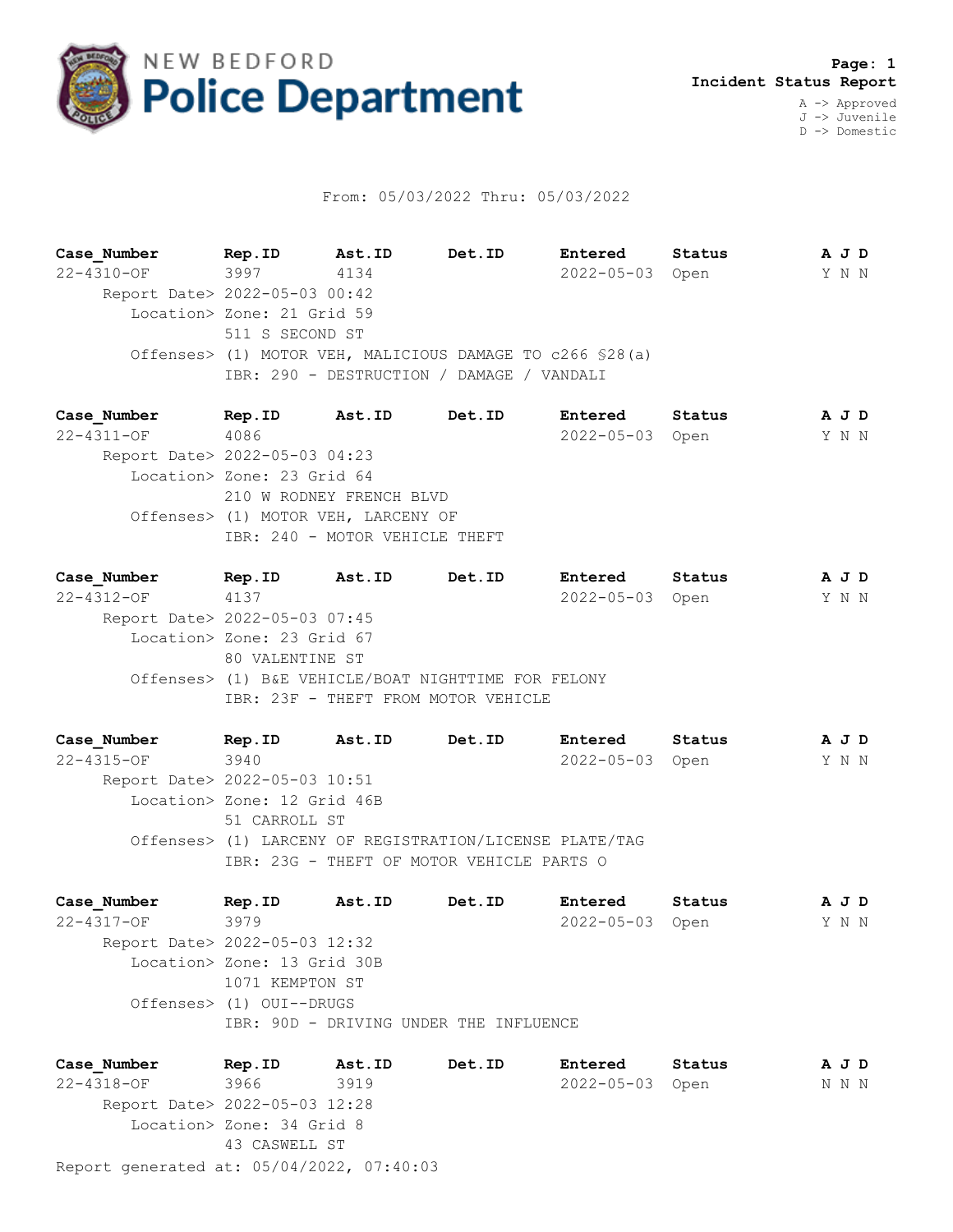# NEW BEDFORD Police Department

**Page: 1**
**Incident Status Report**

A -> Approved
J -> Juvenile
D -> Domestic

From: 05/03/2022 Thru: 05/03/2022

| Case_Number | Rep.ID | Ast.ID | Det.ID | Entered | Status | A J D |
|---|---|---|---|---|---|---|
| 22-4310-OF | 3997 | 4134 | | 2022-05-03 | Open | Y N N |

Report Date> 2022-05-03 00:42
Location> Zone: 21 Grid 59
511 S SECOND ST
Offenses> (1) MOTOR VEH, MALICIOUS DAMAGE TO c266 §28(a)
IBR: 290 - DESTRUCTION / DAMAGE / VANDALI

| Case_Number | Rep.ID | Ast.ID | Det.ID | Entered | Status | A J D |
|---|---|---|---|---|---|---|
| 22-4311-OF | 4086 | | | 2022-05-03 | Open | Y N N |

Report Date> 2022-05-03 04:23
Location> Zone: 23 Grid 64
210 W RODNEY FRENCH BLVD
Offenses> (1) MOTOR VEH, LARCENY OF
IBR: 240 - MOTOR VEHICLE THEFT

| Case_Number | Rep.ID | Ast.ID | Det.ID | Entered | Status | A J D |
|---|---|---|---|---|---|---|
| 22-4312-OF | 4137 | | | 2022-05-03 | Open | Y N N |

Report Date> 2022-05-03 07:45
Location> Zone: 23 Grid 67
80 VALENTINE ST
Offenses> (1) B&E VEHICLE/BOAT NIGHTTIME FOR FELONY
IBR: 23F - THEFT FROM MOTOR VEHICLE

| Case_Number | Rep.ID | Ast.ID | Det.ID | Entered | Status | A J D |
|---|---|---|---|---|---|---|
| 22-4315-OF | 3940 | | | 2022-05-03 | Open | Y N N |

Report Date> 2022-05-03 10:51
Location> Zone: 12 Grid 46B
51 CARROLL ST
Offenses> (1) LARCENY OF REGISTRATION/LICENSE PLATE/TAG
IBR: 23G - THEFT OF MOTOR VEHICLE PARTS O

| Case_Number | Rep.ID | Ast.ID | Det.ID | Entered | Status | A J D |
|---|---|---|---|---|---|---|
| 22-4317-OF | 3979 | | | 2022-05-03 | Open | Y N N |

Report Date> 2022-05-03 12:32
Location> Zone: 13 Grid 30B
1071 KEMPTON ST
Offenses> (1) OUI--DRUGS
IBR: 90D - DRIVING UNDER THE INFLUENCE

| Case_Number | Rep.ID | Ast.ID | Det.ID | Entered | Status | A J D |
|---|---|---|---|---|---|---|
| 22-4318-OF | 3966 | 3919 | | 2022-05-03 | Open | N N N |

Report Date> 2022-05-03 12:28
Location> Zone: 34 Grid 8
43 CASWELL ST

Report generated at: 05/04/2022, 07:40:03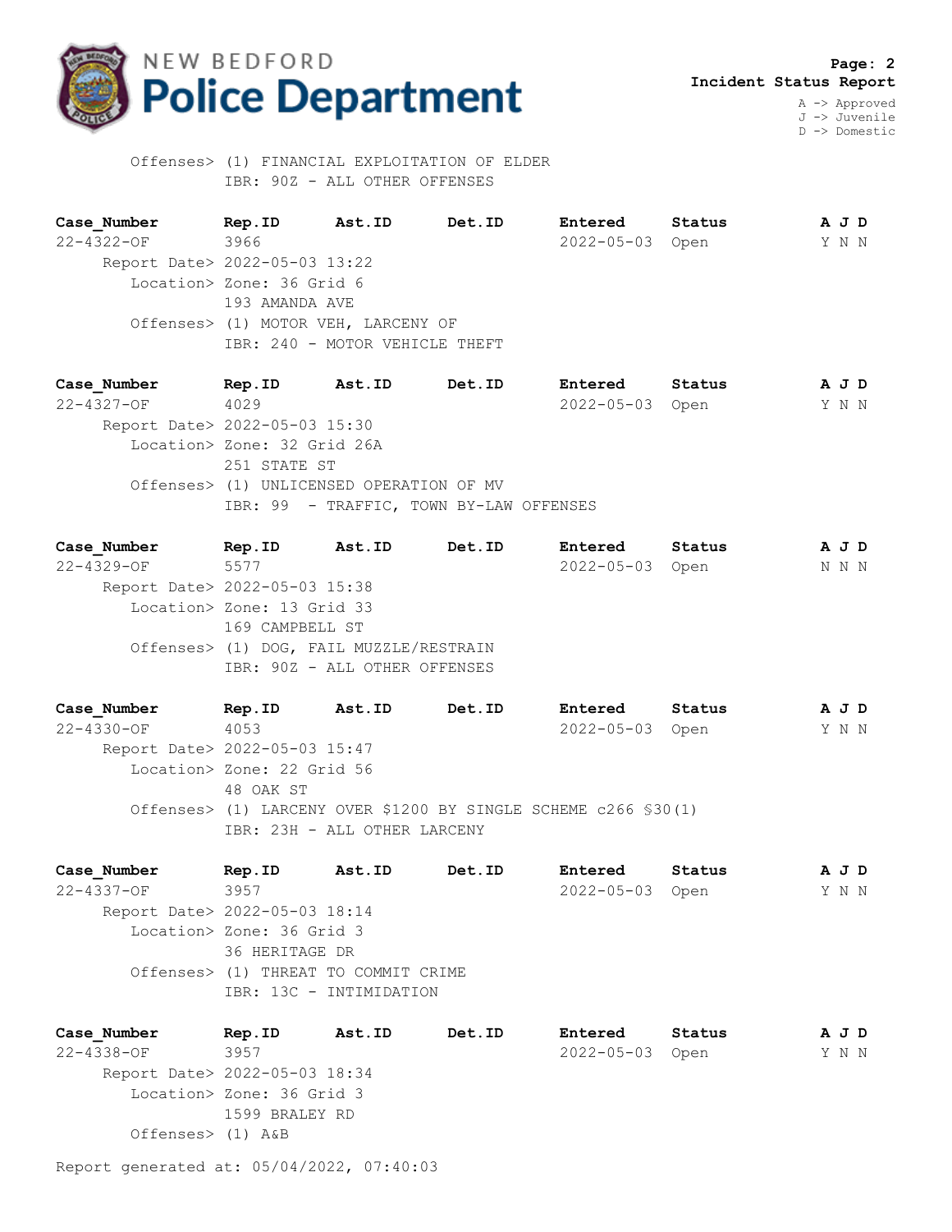**Incident Status Report**

A -> Approved
J -> Juvenile
D -> Domestic

Offenses> (1) FINANCIAL EXPLOITATION OF ELDER
IBR: 90Z - ALL OTHER OFFENSES

| Case_Number | Rep.ID | Ast.ID | Det.ID | Entered | Status | A J D |
|---|---|---|---|---|---|---|
| 22-4322-OF | 3966 | | | 2022-05-03 | Open | Y N N |

Report Date> 2022-05-03 13:22
Location> Zone: 36 Grid 6
193 AMANDA AVE
Offenses> (1) MOTOR VEH, LARCENY OF
IBR: 240 - MOTOR VEHICLE THEFT

| Case_Number | Rep.ID | Ast.ID | Det.ID | Entered | Status | A J D |
|---|---|---|---|---|---|---|
| 22-4327-OF | 4029 | | | 2022-05-03 | Open | Y N N |

Report Date> 2022-05-03 15:30
Location> Zone: 32 Grid 26A
251 STATE ST
Offenses> (1) UNLICENSED OPERATION OF MV
IBR: 99 - TRAFFIC, TOWN BY-LAW OFFENSES

| Case_Number | Rep.ID | Ast.ID | Det.ID | Entered | Status | A J D |
|---|---|---|---|---|---|---|
| 22-4329-OF | 5577 | | | 2022-05-03 | Open | N N N |

Report Date> 2022-05-03 15:38
Location> Zone: 13 Grid 33
169 CAMPBELL ST
Offenses> (1) DOG, FAIL MUZZLE/RESTRAIN
IBR: 90Z - ALL OTHER OFFENSES

| Case_Number | Rep.ID | Ast.ID | Det.ID | Entered | Status | A J D |
|---|---|---|---|---|---|---|
| 22-4330-OF | 4053 | | | 2022-05-03 | Open | Y N N |

Report Date> 2022-05-03 15:47
Location> Zone: 22 Grid 56
48 OAK ST
Offenses> (1) LARCENY OVER $1200 BY SINGLE SCHEME c266 §30(1)
IBR: 23H - ALL OTHER LARCENY

| Case_Number | Rep.ID | Ast.ID | Det.ID | Entered | Status | A J D |
|---|---|---|---|---|---|---|
| 22-4337-OF | 3957 | | | 2022-05-03 | Open | Y N N |

Report Date> 2022-05-03 18:14
Location> Zone: 36 Grid 3
36 HERITAGE DR
Offenses> (1) THREAT TO COMMIT CRIME
IBR: 13C - INTIMIDATION

| Case_Number | Rep.ID | Ast.ID | Det.ID | Entered | Status | A J D |
|---|---|---|---|---|---|---|
| 22-4338-OF | 3957 | | | 2022-05-03 | Open | Y N N |

Report Date> 2022-05-03 18:34
Location> Zone: 36 Grid 3
1599 BRALEY RD
Offenses> (1) A&B

Report generated at: 05/04/2022, 07:40:03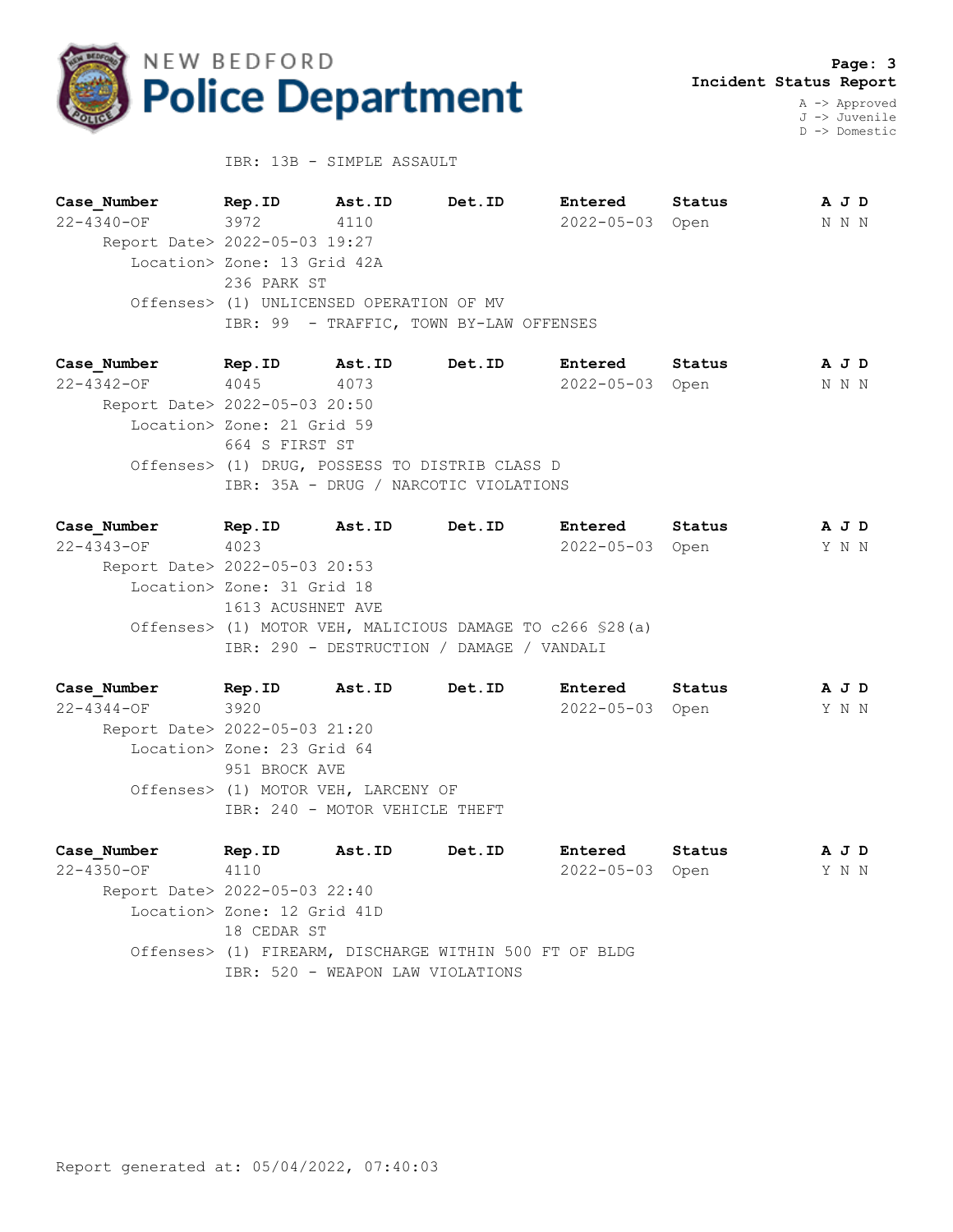# NEW BEDFORD Police Department

**Incident Status Report**

A -> Approved
J -> Juvenile
D -> Domestic

IBR: 13B - SIMPLE ASSAULT

| Case_Number | Rep.ID | Ast.ID | Det.ID | Entered | Status | A J D |
|---|---|---|---|---|---|---|
| 22-4340-OF | 3972 | 4110 | | 2022-05-03 | Open | N N N |

Report Date> 2022-05-03 19:27
Location> Zone: 13 Grid 42A
236 PARK ST
Offenses> (1) UNLICENSED OPERATION OF MV
IBR: 99 - TRAFFIC, TOWN BY-LAW OFFENSES

| Case_Number | Rep.ID | Ast.ID | Det.ID | Entered | Status | A J D |
|---|---|---|---|---|---|---|
| 22-4342-OF | 4045 | 4073 | | 2022-05-03 | Open | N N N |

Report Date> 2022-05-03 20:50
Location> Zone: 21 Grid 59
664 S FIRST ST
Offenses> (1) DRUG, POSSESS TO DISTRIB CLASS D
IBR: 35A - DRUG / NARCOTIC VIOLATIONS

| Case_Number | Rep.ID | Ast.ID | Det.ID | Entered | Status | A J D |
|---|---|---|---|---|---|---|
| 22-4343-OF | 4023 | | | 2022-05-03 | Open | Y N N |

Report Date> 2022-05-03 20:53
Location> Zone: 31 Grid 18
1613 ACUSHNET AVE
Offenses> (1) MOTOR VEH, MALICIOUS DAMAGE TO c266 §28(a)
IBR: 290 - DESTRUCTION / DAMAGE / VANDALI

| Case_Number | Rep.ID | Ast.ID | Det.ID | Entered | Status | A J D |
|---|---|---|---|---|---|---|
| 22-4344-OF | 3920 | | | 2022-05-03 | Open | Y N N |

Report Date> 2022-05-03 21:20
Location> Zone: 23 Grid 64
951 BROCK AVE
Offenses> (1) MOTOR VEH, LARCENY OF
IBR: 240 - MOTOR VEHICLE THEFT

| Case_Number | Rep.ID | Ast.ID | Det.ID | Entered | Status | A J D |
|---|---|---|---|---|---|---|
| 22-4350-OF | 4110 | | | 2022-05-03 | Open | Y N N |

Report Date> 2022-05-03 22:40
Location> Zone: 12 Grid 41D
18 CEDAR ST
Offenses> (1) FIREARM, DISCHARGE WITHIN 500 FT OF BLDG
IBR: 520 - WEAPON LAW VIOLATIONS

Report generated at: 05/04/2022, 07:40:03